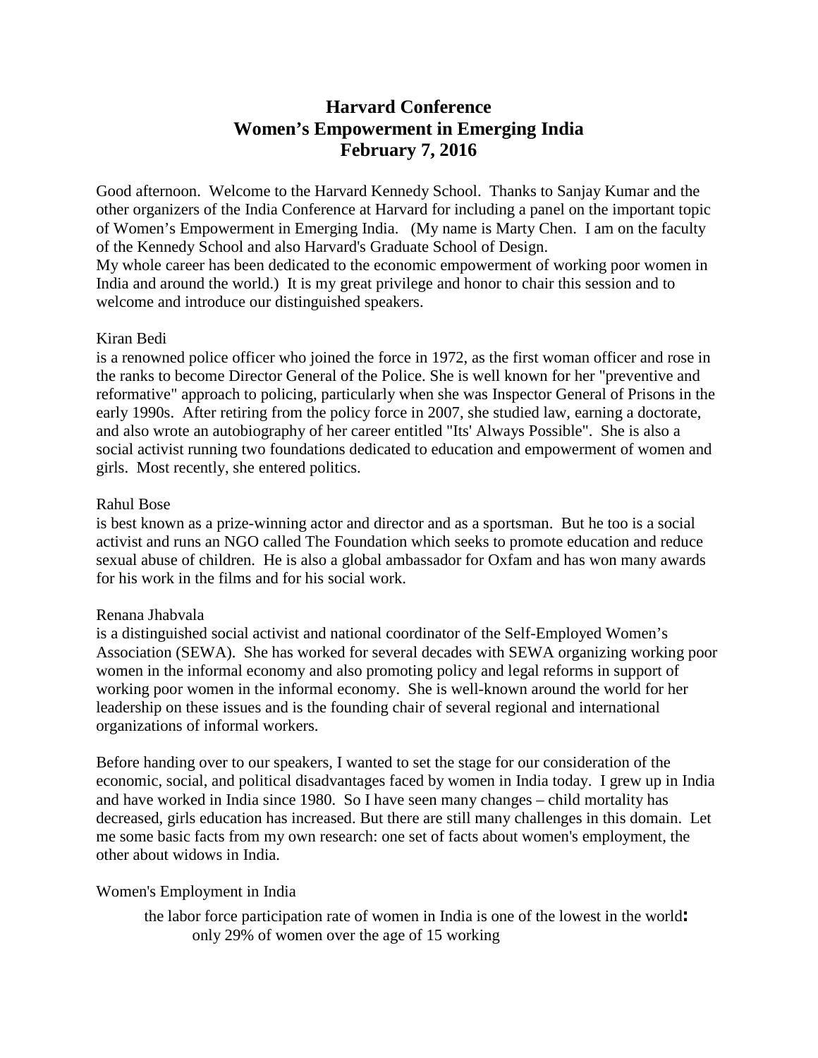# Harvard Conference
# Women's Empowerment in Emerging India
# February 7, 2016

Good afternoon. Welcome to the Harvard Kennedy School. Thanks to Sanjay Kumar and the other organizers of the India Conference at Harvard for including a panel on the important topic of Women's Empowerment in Emerging India. (My name is Marty Chen. I am on the faculty of the Kennedy School and also Harvard's Graduate School of Design.
My whole career has been dedicated to the economic empowerment of working poor women in India and around the world.) It is my great privilege and honor to chair this session and to welcome and introduce our distinguished speakers.

Kiran Bedi
is a renowned police officer who joined the force in 1972, as the first woman officer and rose in the ranks to become Director General of the Police. She is well known for her "preventive and reformative" approach to policing, particularly when she was Inspector General of Prisons in the early 1990s. After retiring from the policy force in 2007, she studied law, earning a doctorate, and also wrote an autobiography of her career entitled "Its' Always Possible". She is also a social activist running two foundations dedicated to education and empowerment of women and girls. Most recently, she entered politics.

Rahul Bose
is best known as a prize-winning actor and director and as a sportsman. But he too is a social activist and runs an NGO called The Foundation which seeks to promote education and reduce sexual abuse of children. He is also a global ambassador for Oxfam and has won many awards for his work in the films and for his social work.

Renana Jhabvala
is a distinguished social activist and national coordinator of the Self-Employed Women's Association (SEWA). She has worked for several decades with SEWA organizing working poor women in the informal economy and also promoting policy and legal reforms in support of working poor women in the informal economy. She is well-known around the world for her leadership on these issues and is the founding chair of several regional and international organizations of informal workers.

Before handing over to our speakers, I wanted to set the stage for our consideration of the economic, social, and political disadvantages faced by women in India today. I grew up in India and have worked in India since 1980. So I have seen many changes – child mortality has decreased, girls education has increased. But there are still many challenges in this domain. Let me some basic facts from my own research: one set of facts about women's employment, the other about widows in India.

Women's Employment in India

the labor force participation rate of women in India is one of the lowest in the world**:**
only 29% of women over the age of 15 working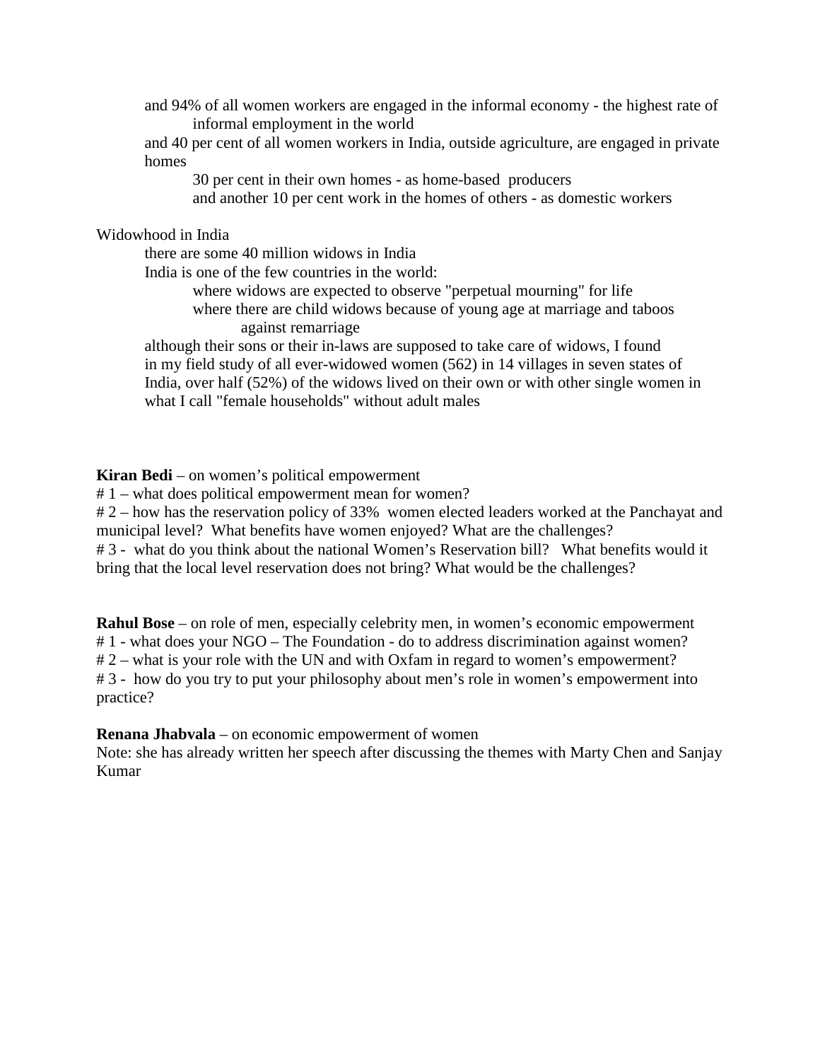- and 94% of all women workers are engaged in the informal economy - the highest rate of informal employment in the world
- and 40 per cent of all women workers in India, outside agriculture, are engaged in private homes
    - 30 per cent in their own homes - as home-based producers
    - and another 10 per cent work in the homes of others - as domestic workers

Widowhood in India

- there are some 40 million widows in India
- India is one of the few countries in the world:
    - where widows are expected to observe "perpetual mourning" for life
    - where there are child widows because of young age at marriage and taboos against remarriage
- although their sons or their in-laws are supposed to take care of widows, I found in my field study of all ever-widowed women (562) in 14 villages in seven states of India, over half (52%) of the widows lived on their own or with other single women in what I call "female households" without adult males

**Kiran Bedi** – on women's political empowerment

# 1 – what does political empowerment mean for women?

# 2 – how has the reservation policy of 33% women elected leaders worked at the Panchayat and municipal level? What benefits have women enjoyed? What are the challenges?

# 3 - what do you think about the national Women's Reservation bill? What benefits would it bring that the local level reservation does not bring? What would be the challenges?

**Rahul Bose** – on role of men, especially celebrity men, in women's economic empowerment

# 1 - what does your NGO – The Foundation - do to address discrimination against women?

# 2 – what is your role with the UN and with Oxfam in regard to women's empowerment?

# 3 - how do you try to put your philosophy about men's role in women's empowerment into practice?

**Renana Jhabvala** – on economic empowerment of women

Note: she has already written her speech after discussing the themes with Marty Chen and Sanjay Kumar